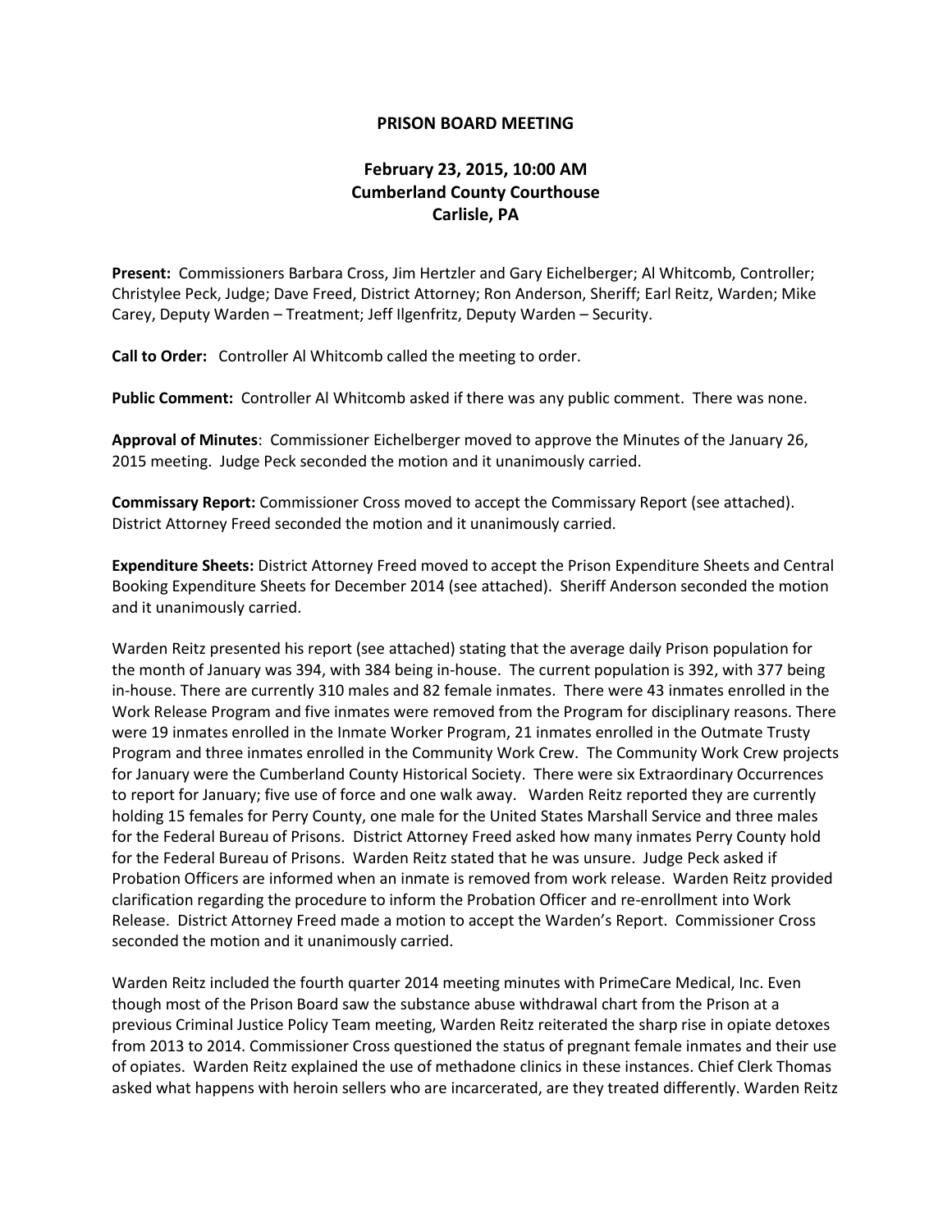**PRISON BOARD MEETING**

**February 23, 2015, 10:00 AM**
**Cumberland County Courthouse**
**Carlisle, PA**

**Present:** Commissioners Barbara Cross, Jim Hertzler and Gary Eichelberger; Al Whitcomb, Controller; Christylee Peck, Judge; Dave Freed, District Attorney; Ron Anderson, Sheriff; Earl Reitz, Warden; Mike Carey, Deputy Warden – Treatment; Jeff Ilgenfritz, Deputy Warden – Security.

**Call to Order:** Controller Al Whitcomb called the meeting to order.

**Public Comment:** Controller Al Whitcomb asked if there was any public comment. There was none.

**Approval of Minutes**: Commissioner Eichelberger moved to approve the Minutes of the January 26, 2015 meeting. Judge Peck seconded the motion and it unanimously carried.

**Commissary Report:** Commissioner Cross moved to accept the Commissary Report (see attached). District Attorney Freed seconded the motion and it unanimously carried.

**Expenditure Sheets:** District Attorney Freed moved to accept the Prison Expenditure Sheets and Central Booking Expenditure Sheets for December 2014 (see attached). Sheriff Anderson seconded the motion and it unanimously carried.

Warden Reitz presented his report (see attached) stating that the average daily Prison population for the month of January was 394, with 384 being in-house. The current population is 392, with 377 being in-house. There are currently 310 males and 82 female inmates. There were 43 inmates enrolled in the Work Release Program and five inmates were removed from the Program for disciplinary reasons. There were 19 inmates enrolled in the Inmate Worker Program, 21 inmates enrolled in the Outmate Trusty Program and three inmates enrolled in the Community Work Crew. The Community Work Crew projects for January were the Cumberland County Historical Society. There were six Extraordinary Occurrences to report for January; five use of force and one walk away. Warden Reitz reported they are currently holding 15 females for Perry County, one male for the United States Marshall Service and three males for the Federal Bureau of Prisons. District Attorney Freed asked how many inmates Perry County hold for the Federal Bureau of Prisons. Warden Reitz stated that he was unsure. Judge Peck asked if Probation Officers are informed when an inmate is removed from work release. Warden Reitz provided clarification regarding the procedure to inform the Probation Officer and re-enrollment into Work Release. District Attorney Freed made a motion to accept the Warden's Report. Commissioner Cross seconded the motion and it unanimously carried.

Warden Reitz included the fourth quarter 2014 meeting minutes with PrimeCare Medical, Inc. Even though most of the Prison Board saw the substance abuse withdrawal chart from the Prison at a previous Criminal Justice Policy Team meeting, Warden Reitz reiterated the sharp rise in opiate detoxes from 2013 to 2014. Commissioner Cross questioned the status of pregnant female inmates and their use of opiates. Warden Reitz explained the use of methadone clinics in these instances. Chief Clerk Thomas asked what happens with heroin sellers who are incarcerated, are they treated differently. Warden Reitz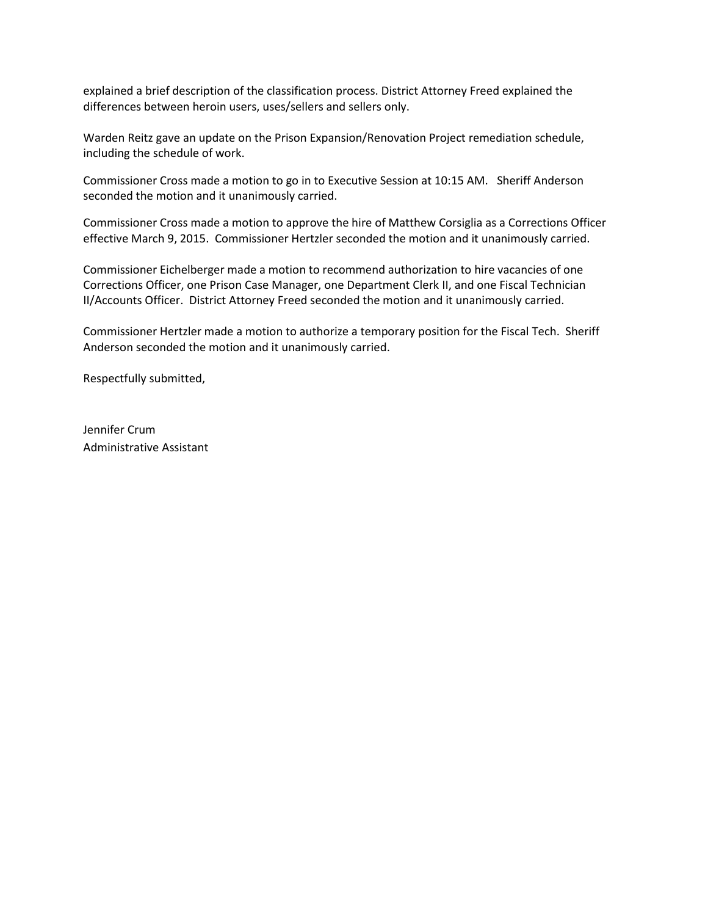explained a brief description of the classification process. District Attorney Freed explained the differences between heroin users, uses/sellers and sellers only.

Warden Reitz gave an update on the Prison Expansion/Renovation Project remediation schedule, including the schedule of work.

Commissioner Cross made a motion to go in to Executive Session at 10:15 AM. Sheriff Anderson seconded the motion and it unanimously carried.

Commissioner Cross made a motion to approve the hire of Matthew Corsiglia as a Corrections Officer effective March 9, 2015. Commissioner Hertzler seconded the motion and it unanimously carried.

Commissioner Eichelberger made a motion to recommend authorization to hire vacancies of one Corrections Officer, one Prison Case Manager, one Department Clerk II, and one Fiscal Technician II/Accounts Officer. District Attorney Freed seconded the motion and it unanimously carried.

Commissioner Hertzler made a motion to authorize a temporary position for the Fiscal Tech. Sheriff Anderson seconded the motion and it unanimously carried.

Respectfully submitted,

Jennifer Crum
Administrative Assistant